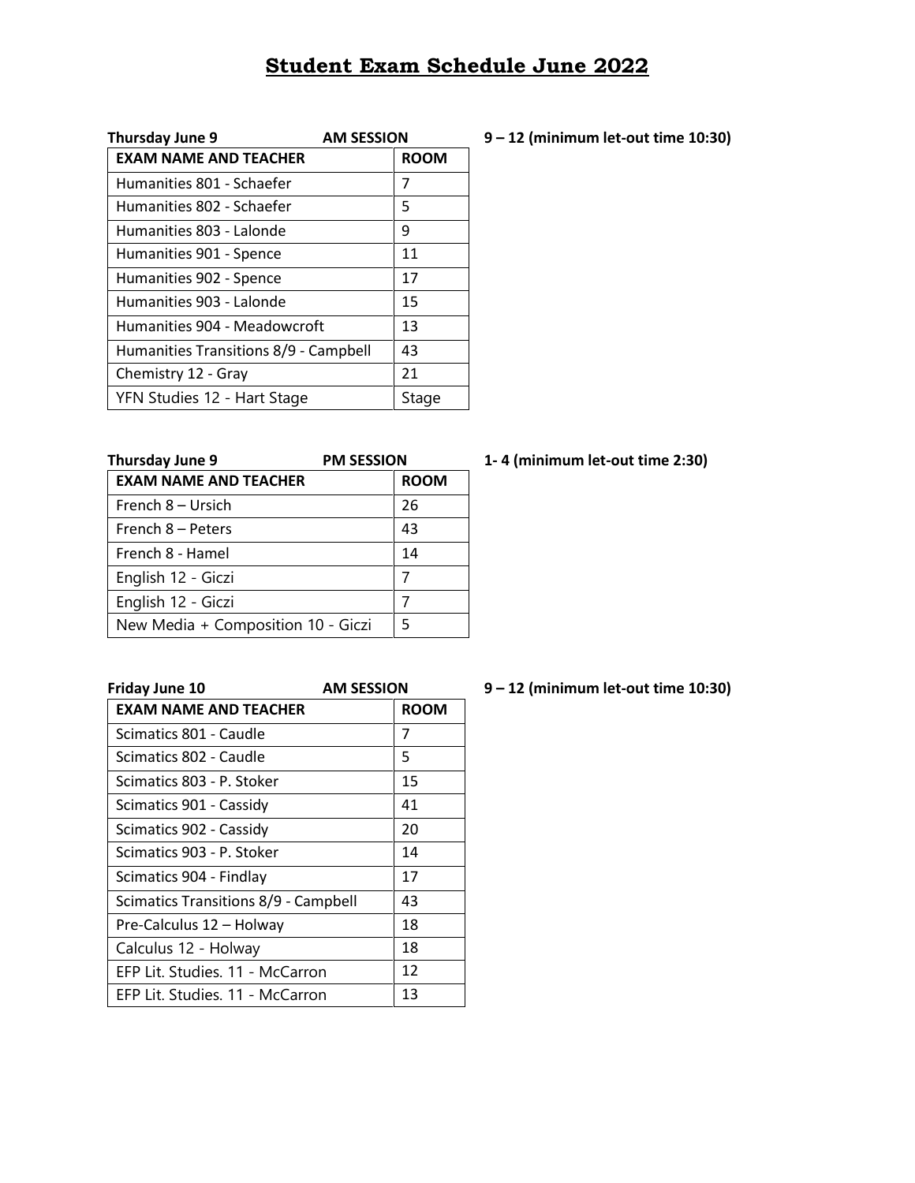# Student Exam Schedule June 2022

**Thursday June 9** **AM SESSION** **9 – 12 (minimum let-out time 10:30)**

| EXAM NAME AND TEACHER | ROOM |
| --- | --- |
| Humanities 801 - Schaefer | 7 |
| Humanities 802 - Schaefer | 5 |
| Humanities 803 - Lalonde | 9 |
| Humanities 901 - Spence | 11 |
| Humanities 902 - Spence | 17 |
| Humanities 903 - Lalonde | 15 |
| Humanities 904 - Meadowcroft | 13 |
| Humanities Transitions 8/9 - Campbell | 43 |
| Chemistry 12 - Gray | 21 |
| YFN Studies 12 - Hart Stage | Stage |

**Thursday June 9** **PM SESSION** **1- 4 (minimum let-out time 2:30)**

| EXAM NAME AND TEACHER | ROOM |
| --- | --- |
| French 8 – Ursich | 26 |
| French 8 – Peters | 43 |
| French 8 - Hamel | 14 |
| English 12 - Giczi | 7 |
| English 12 - Giczi | 7 |
| New Media + Composition 10 - Giczi | 5 |

**Friday June 10** **AM SESSION** **9 – 12 (minimum let-out time 10:30)**

| EXAM NAME AND TEACHER | ROOM |
| --- | --- |
| Scimatics 801 - Caudle | 7 |
| Scimatics 802 - Caudle | 5 |
| Scimatics 803 - P. Stoker | 15 |
| Scimatics 901 - Cassidy | 41 |
| Scimatics 902 - Cassidy | 20 |
| Scimatics 903 - P. Stoker | 14 |
| Scimatics 904 - Findlay | 17 |
| Scimatics Transitions 8/9 - Campbell | 43 |
| Pre-Calculus 12 – Holway | 18 |
| Calculus 12 - Holway | 18 |
| EFP Lit. Studies. 11 - McCarron | 12 |
| EFP Lit. Studies. 11 - McCarron | 13 |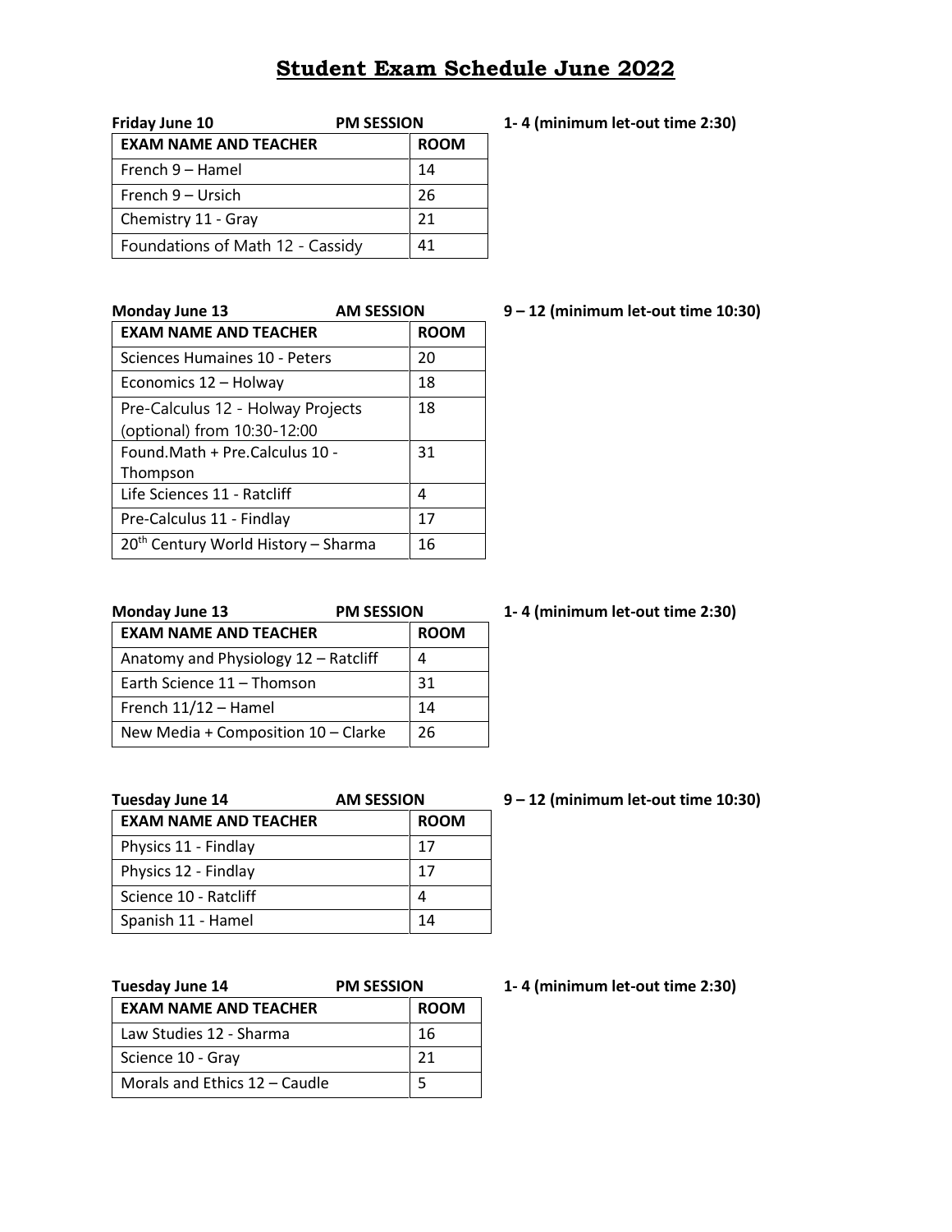# Student Exam Schedule June 2022

**Friday June 10** **PM SESSION** **1- 4 (minimum let-out time 2:30)**

| EXAM NAME AND TEACHER | ROOM |
|---|---|
| French 9 – Hamel | 14 |
| French 9 – Ursich | 26 |
| Chemistry 11 - Gray | 21 |
| Foundations of Math 12 - Cassidy | 41 |

**Monday June 13** **AM SESSION** **9 – 12 (minimum let-out time 10:30)**

| EXAM NAME AND TEACHER | ROOM |
|---|---|
| Sciences Humaines 10 - Peters | 20 |
| Economics 12 – Holway | 18 |
| Pre-Calculus 12 - Holway Projects (optional) from 10:30-12:00 | 18 |
| Found.Math + Pre.Calculus 10 - Thompson | 31 |
| Life Sciences 11 - Ratcliff | 4 |
| Pre-Calculus 11 - Findlay | 17 |
| 20th Century World History – Sharma | 16 |

**Monday June 13** **PM SESSION** **1- 4 (minimum let-out time 2:30)**

| EXAM NAME AND TEACHER | ROOM |
|---|---|
| Anatomy and Physiology 12 – Ratcliff | 4 |
| Earth Science 11 – Thomson | 31 |
| French 11/12 – Hamel | 14 |
| New Media + Composition 10 – Clarke | 26 |

**Tuesday June 14** **AM SESSION** **9 – 12 (minimum let-out time 10:30)**

| EXAM NAME AND TEACHER | ROOM |
|---|---|
| Physics 11 - Findlay | 17 |
| Physics 12 - Findlay | 17 |
| Science 10 - Ratcliff | 4 |
| Spanish 11 - Hamel | 14 |

**Tuesday June 14** **PM SESSION** **1- 4 (minimum let-out time 2:30)**

| EXAM NAME AND TEACHER | ROOM |
|---|---|
| Law Studies 12 - Sharma | 16 |
| Science 10 - Gray | 21 |
| Morals and Ethics 12 – Caudle | 5 |